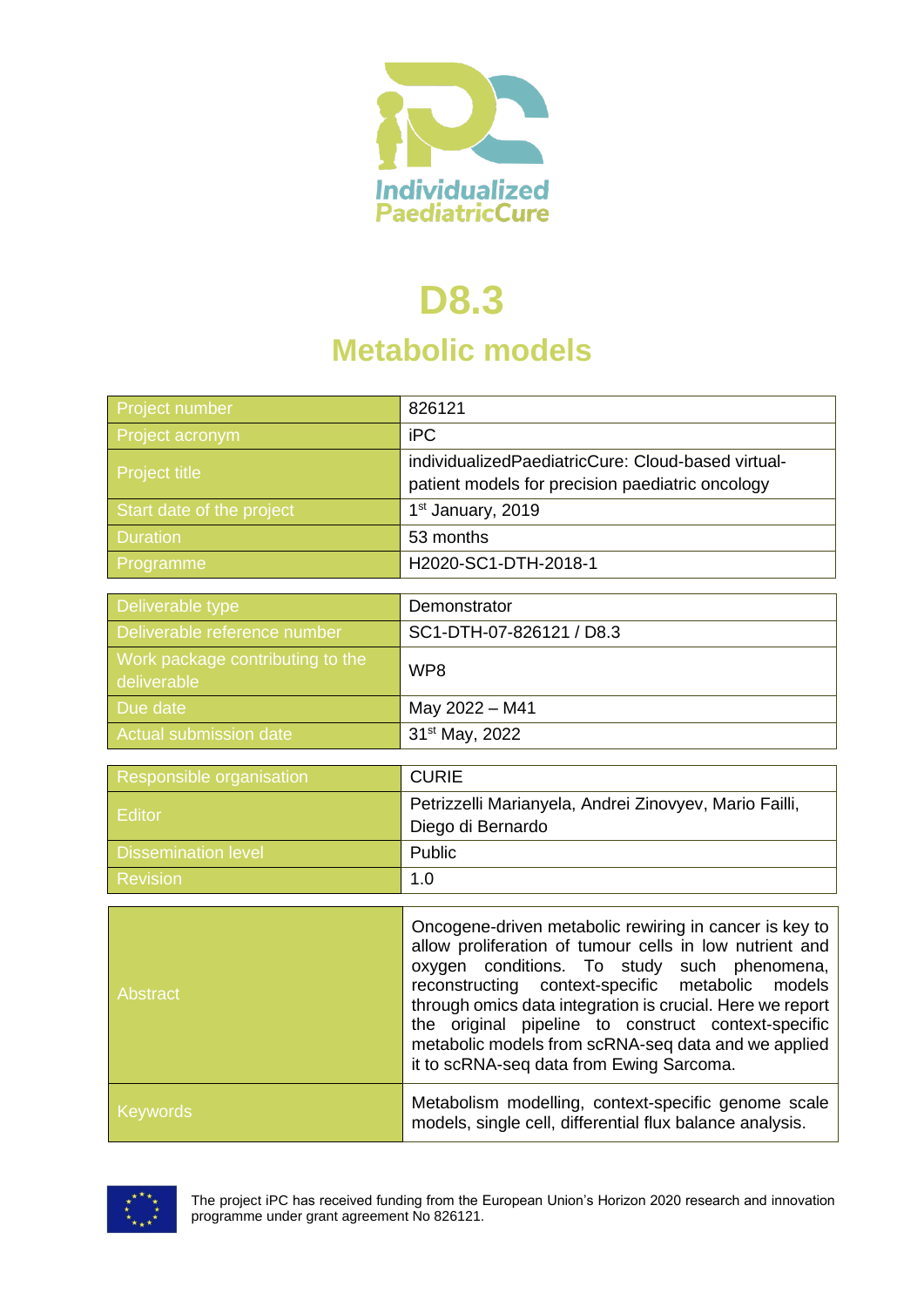Individualized PaediatricCure

# D8.3

## Metabolic models

| Project number | 826121 |
|---|---|
| Project acronym | iPC |
| Project title | individualizedPaediatricCure: Cloud-based virtual-patient models for precision paediatric oncology |
| Start date of the project | 1st January, 2019 |
| Duration | 53 months |
| Programme | H2020-SC1-DTH-2018-1 |

| Deliverable type | Demonstrator |
|---|---|
| Deliverable reference number | SC1-DTH-07-826121 / D8.3 |
| Work package contributing to the deliverable | WP8 |
| Due date | May 2022 – M41 |
| Actual submission date | 31st May, 2022 |

| Responsible organisation | CURIE |
|---|---|
| Editor | Petrizzelli Marianyela, Andrei Zinovyev, Mario Failli, Diego di Bernardo |
| Dissemination level | Public |
| Revision | 1.0 |

| Abstract | Oncogene-driven metabolic rewiring in cancer is key to allow proliferation of tumour cells in low nutrient and oxygen conditions. To study such phenomena, reconstructing context-specific metabolic models through omics data integration is crucial. Here we report the original pipeline to construct context-specific metabolic models from scRNA-seq data and we applied it to scRNA-seq data from Ewing Sarcoma. |
|---|---|
| Keywords | Metabolism modelling, context-specific genome scale models, single cell, differential flux balance analysis. |

The project iPC has received funding from the European Union's Horizon 2020 research and innovation programme under grant agreement No 826121.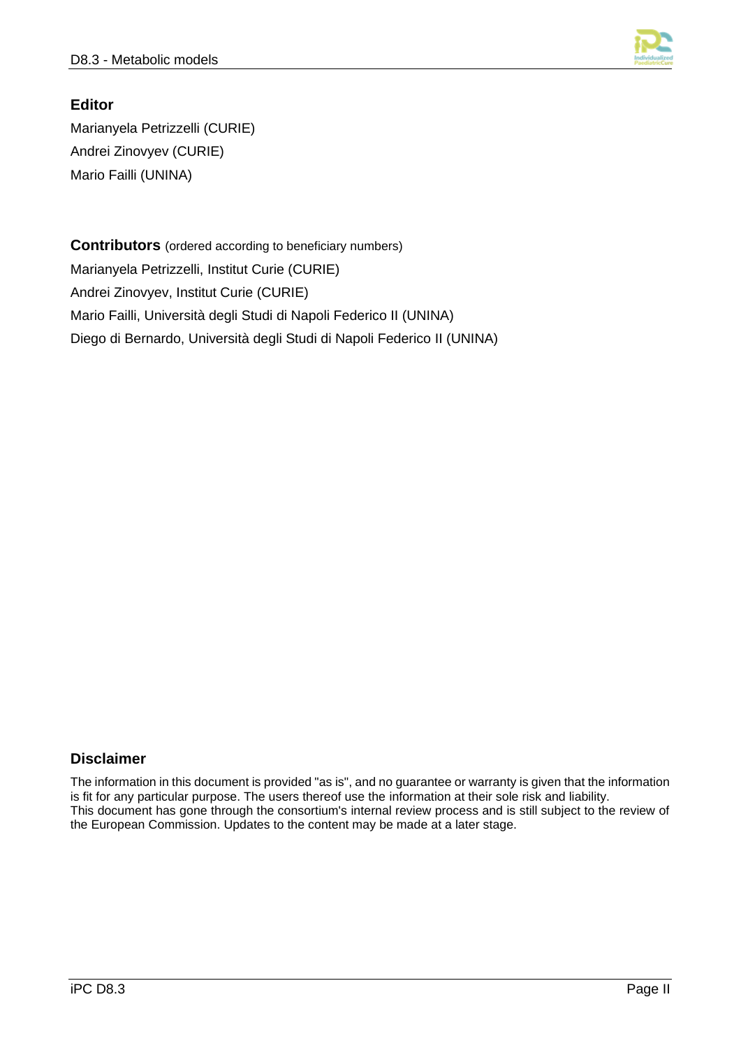## Editor

Marianyela Petrizzelli (CURIE)

Andrei Zinovyev (CURIE)

Mario Failli (UNINA)

## Contributors (ordered according to beneficiary numbers)

Marianyela Petrizzelli, Institut Curie (CURIE)

Andrei Zinovyev, Institut Curie (CURIE)

Mario Failli, Università degli Studi di Napoli Federico II (UNINA)

Diego di Bernardo, Università degli Studi di Napoli Federico II (UNINA)

## Disclaimer

The information in this document is provided "as is", and no guarantee or warranty is given that the information is fit for any particular purpose. The users thereof use the information at their sole risk and liability. This document has gone through the consortium's internal review process and is still subject to the review of the European Commission. Updates to the content may be made at a later stage.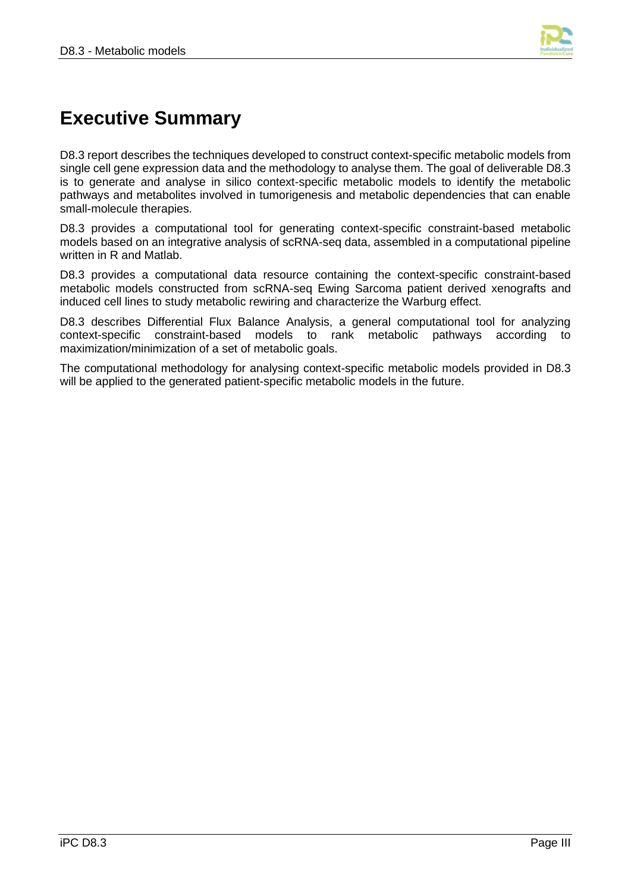# Executive Summary

D8.3 report describes the techniques developed to construct context-specific metabolic models from single cell gene expression data and the methodology to analyse them. The goal of deliverable D8.3 is to generate and analyse in silico context-specific metabolic models to identify the metabolic pathways and metabolites involved in tumorigenesis and metabolic dependencies that can enable small-molecule therapies.

D8.3 provides a computational tool for generating context-specific constraint-based metabolic models based on an integrative analysis of scRNA-seq data, assembled in a computational pipeline written in R and Matlab.

D8.3 provides a computational data resource containing the context-specific constraint-based metabolic models constructed from scRNA-seq Ewing Sarcoma patient derived xenografts and induced cell lines to study metabolic rewiring and characterize the Warburg effect.

D8.3 describes Differential Flux Balance Analysis, a general computational tool for analyzing context-specific constraint-based models to rank metabolic pathways according to maximization/minimization of a set of metabolic goals.

The computational methodology for analysing context-specific metabolic models provided in D8.3 will be applied to the generated patient-specific metabolic models in the future.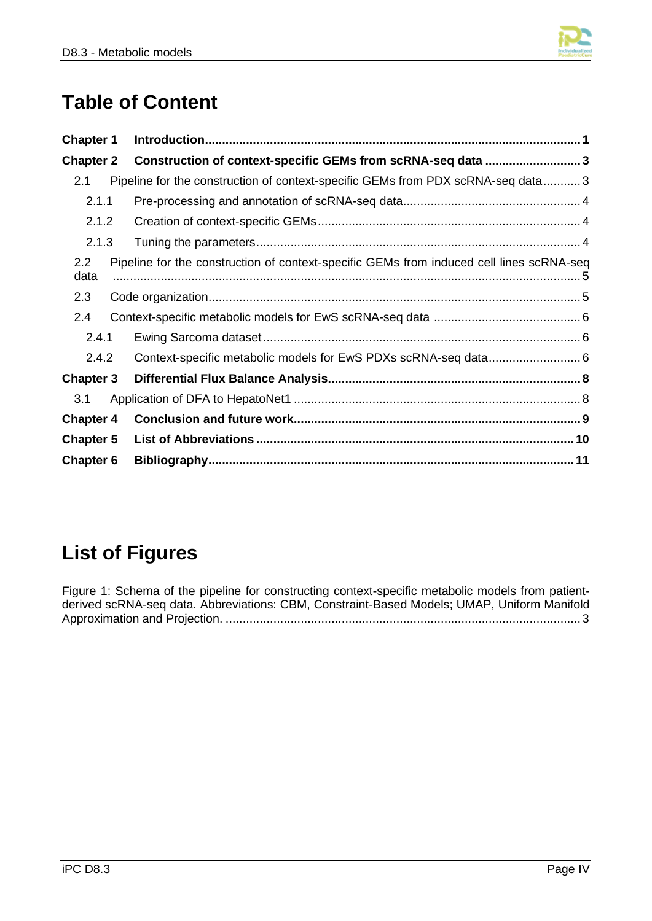# Table of Content

**Chapter 1 Introduction** ... **1**

**Chapter 2 Construction of context-specific GEMs from scRNA-seq data** ... **3**

2.1 Pipeline for the construction of context-specific GEMs from PDX scRNA-seq data ... 3

2.1.1 Pre-processing and annotation of scRNA-seq data ... 4

2.1.2 Creation of context-specific GEMs ... 4

2.1.3 Tuning the parameters ... 4

2.2 Pipeline for the construction of context-specific GEMs from induced cell lines scRNA-seq data ... 5

2.3 Code organization ... 5

2.4 Context-specific metabolic models for EwS scRNA-seq data ... 6

2.4.1 Ewing Sarcoma dataset ... 6

2.4.2 Context-specific metabolic models for EwS PDXs scRNA-seq data ... 6

**Chapter 3 Differential Flux Balance Analysis** ... **8**

3.1 Application of DFA to HepatoNet1 ... 8

**Chapter 4 Conclusion and future work** ... **9**

**Chapter 5 List of Abbreviations** ... **10**

**Chapter 6 Bibliography** ... **11**

# List of Figures

Figure 1: Schema of the pipeline for constructing context-specific metabolic models from patient-derived scRNA-seq data. Abbreviations: CBM, Constraint-Based Models; UMAP, Uniform Manifold Approximation and Projection. ... 3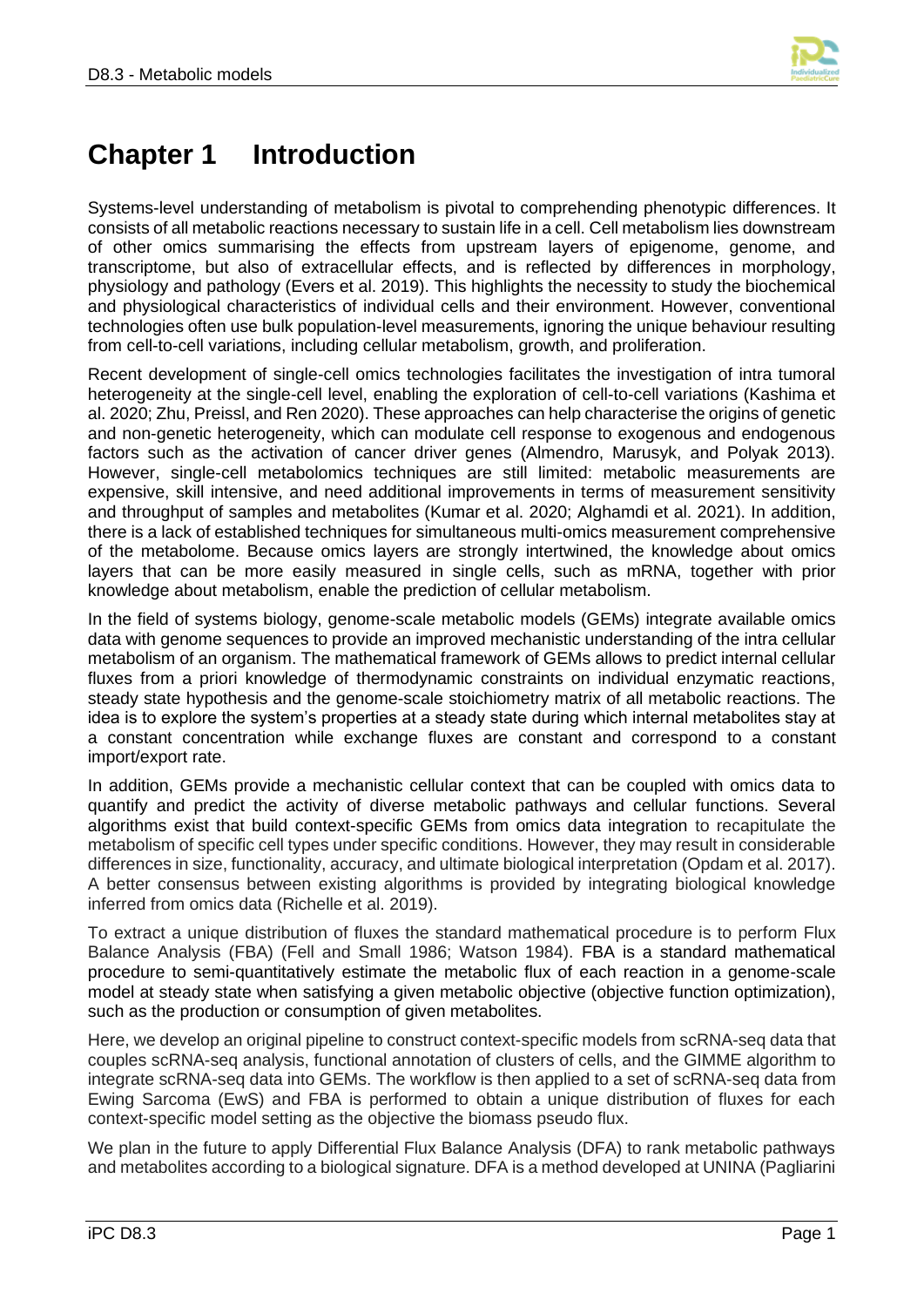# Chapter 1 Introduction

Systems-level understanding of metabolism is pivotal to comprehending phenotypic differences. It consists of all metabolic reactions necessary to sustain life in a cell. Cell metabolism lies downstream of other omics summarising the effects from upstream layers of epigenome, genome, and transcriptome, but also of extracellular effects, and is reflected by differences in morphology, physiology and pathology (Evers et al. 2019). This highlights the necessity to study the biochemical and physiological characteristics of individual cells and their environment. However, conventional technologies often use bulk population-level measurements, ignoring the unique behaviour resulting from cell-to-cell variations, including cellular metabolism, growth, and proliferation.

Recent development of single-cell omics technologies facilitates the investigation of intra tumoral heterogeneity at the single-cell level, enabling the exploration of cell-to-cell variations (Kashima et al. 2020; Zhu, Preissl, and Ren 2020). These approaches can help characterise the origins of genetic and non-genetic heterogeneity, which can modulate cell response to exogenous and endogenous factors such as the activation of cancer driver genes (Almendro, Marusyk, and Polyak 2013). However, single-cell metabolomics techniques are still limited: metabolic measurements are expensive, skill intensive, and need additional improvements in terms of measurement sensitivity and throughput of samples and metabolites (Kumar et al. 2020; Alghamdi et al. 2021). In addition, there is a lack of established techniques for simultaneous multi-omics measurement comprehensive of the metabolome. Because omics layers are strongly intertwined, the knowledge about omics layers that can be more easily measured in single cells, such as mRNA, together with prior knowledge about metabolism, enable the prediction of cellular metabolism.

In the field of systems biology, genome-scale metabolic models (GEMs) integrate available omics data with genome sequences to provide an improved mechanistic understanding of the intra cellular metabolism of an organism. The mathematical framework of GEMs allows to predict internal cellular fluxes from a priori knowledge of thermodynamic constraints on individual enzymatic reactions, steady state hypothesis and the genome-scale stoichiometry matrix of all metabolic reactions. The idea is to explore the system's properties at a steady state during which internal metabolites stay at a constant concentration while exchange fluxes are constant and correspond to a constant import/export rate.

In addition, GEMs provide a mechanistic cellular context that can be coupled with omics data to quantify and predict the activity of diverse metabolic pathways and cellular functions. Several algorithms exist that build context-specific GEMs from omics data integration to recapitulate the metabolism of specific cell types under specific conditions. However, they may result in considerable differences in size, functionality, accuracy, and ultimate biological interpretation (Opdam et al. 2017). A better consensus between existing algorithms is provided by integrating biological knowledge inferred from omics data (Richelle et al. 2019).

To extract a unique distribution of fluxes the standard mathematical procedure is to perform Flux Balance Analysis (FBA) (Fell and Small 1986; Watson 1984). FBA is a standard mathematical procedure to semi-quantitatively estimate the metabolic flux of each reaction in a genome-scale model at steady state when satisfying a given metabolic objective (objective function optimization), such as the production or consumption of given metabolites.

Here, we develop an original pipeline to construct context-specific models from scRNA-seq data that couples scRNA-seq analysis, functional annotation of clusters of cells, and the GIMME algorithm to integrate scRNA-seq data into GEMs. The workflow is then applied to a set of scRNA-seq data from Ewing Sarcoma (EwS) and FBA is performed to obtain a unique distribution of fluxes for each context-specific model setting as the objective the biomass pseudo flux.

We plan in the future to apply Differential Flux Balance Analysis (DFA) to rank metabolic pathways and metabolites according to a biological signature. DFA is a method developed at UNINA (Pagliarini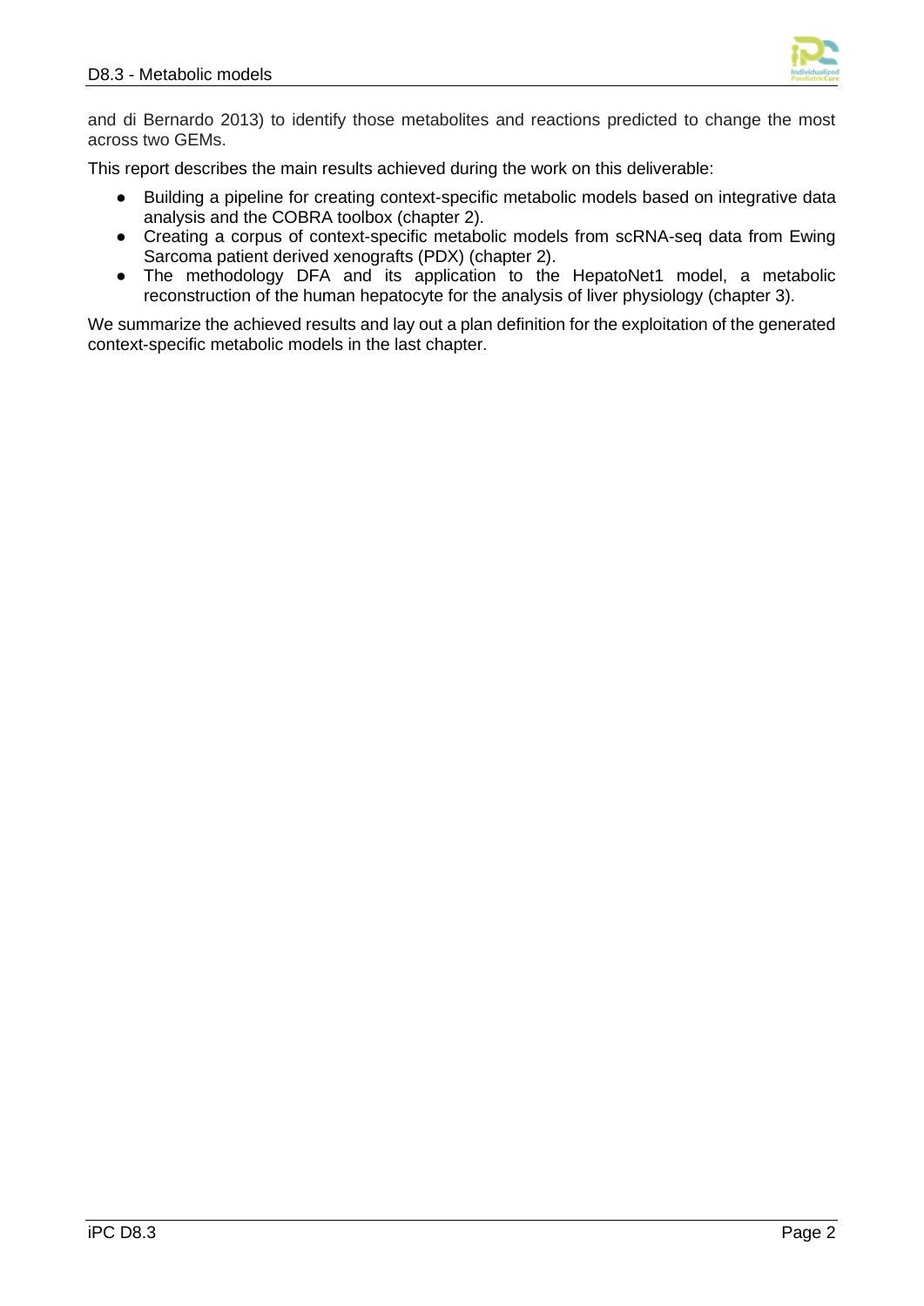and di Bernardo 2013) to identify those metabolites and reactions predicted to change the most across two GEMs.

This report describes the main results achieved during the work on this deliverable:

- Building a pipeline for creating context-specific metabolic models based on integrative data analysis and the COBRA toolbox (chapter 2).
- Creating a corpus of context-specific metabolic models from scRNA-seq data from Ewing Sarcoma patient derived xenografts (PDX) (chapter 2).
- The methodology DFA and its application to the HepatoNet1 model, a metabolic reconstruction of the human hepatocyte for the analysis of liver physiology (chapter 3).

We summarize the achieved results and lay out a plan definition for the exploitation of the generated context-specific metabolic models in the last chapter.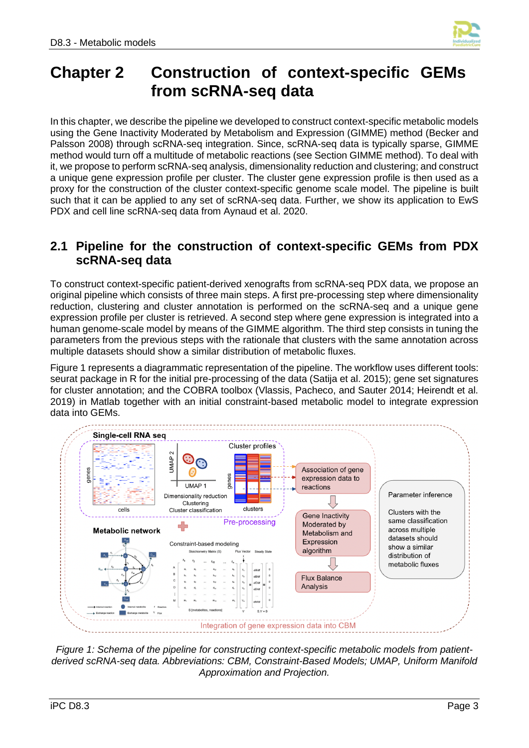# Chapter 2 Construction of context-specific GEMs from scRNA-seq data

In this chapter, we describe the pipeline we developed to construct context-specific metabolic models using the Gene Inactivity Moderated by Metabolism and Expression (GIMME) method (Becker and Palsson 2008) through scRNA-seq integration. Since, scRNA-seq data is typically sparse, GIMME method would turn off a multitude of metabolic reactions (see Section GIMME method). To deal with it, we propose to perform scRNA-seq analysis, dimensionality reduction and clustering; and construct a unique gene expression profile per cluster. The cluster gene expression profile is then used as a proxy for the construction of the cluster context-specific genome scale model. The pipeline is built such that it can be applied to any set of scRNA-seq data. Further, we show its application to EwS PDX and cell line scRNA-seq data from Aynaud et al. 2020.

## 2.1 Pipeline for the construction of context-specific GEMs from PDX scRNA-seq data

To construct context-specific patient-derived xenografts from scRNA-seq PDX data, we propose an original pipeline which consists of three main steps. A first pre-processing step where dimensionality reduction, clustering and cluster annotation is performed on the scRNA-seq and a unique gene expression profile per cluster is retrieved. A second step where gene expression is integrated into a human genome-scale model by means of the GIMME algorithm. The third step consists in tuning the parameters from the previous steps with the rationale that clusters with the same annotation across multiple datasets should show a similar distribution of metabolic fluxes.

Figure 1 represents a diagrammatic representation of the pipeline. The workflow uses different tools: seurat package in R for the initial pre-processing of the data (Satija et al. 2015); gene set signatures for cluster annotation; and the COBRA toolbox (Vlassis, Pacheco, and Sauter 2014; Heirendt et al. 2019) in Matlab together with an initial constraint-based metabolic model to integrate expression data into GEMs.

*Figure 1: Schema of the pipeline for constructing context-specific metabolic models from patient-derived scRNA-seq data. Abbreviations: CBM, Constraint-Based Models; UMAP, Uniform Manifold Approximation and Projection.*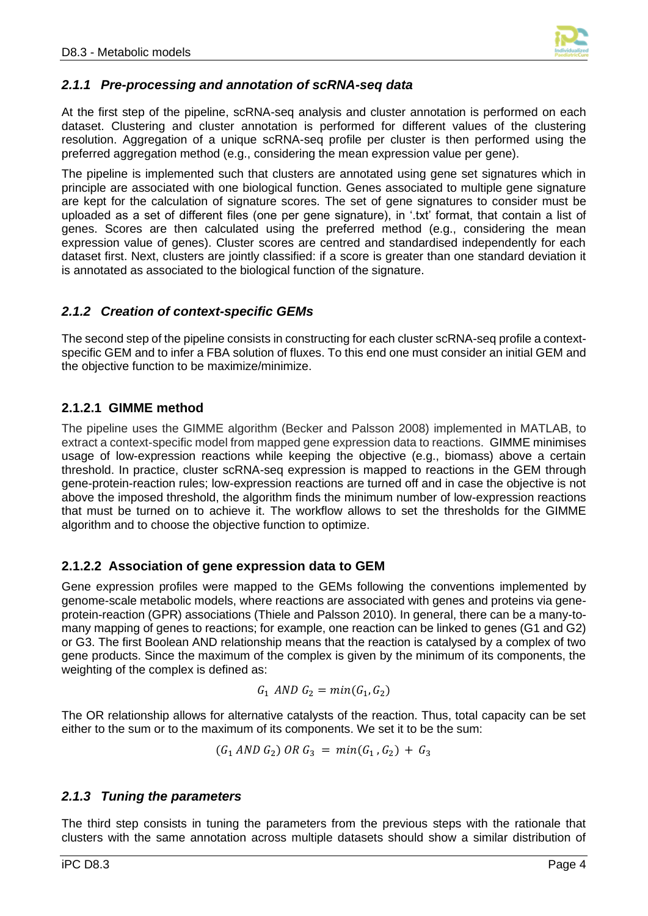### *2.1.1 Pre-processing and annotation of scRNA-seq data*

At the first step of the pipeline, scRNA-seq analysis and cluster annotation is performed on each dataset. Clustering and cluster annotation is performed for different values of the clustering resolution. Aggregation of a unique scRNA-seq profile per cluster is then performed using the preferred aggregation method (e.g., considering the mean expression value per gene).

The pipeline is implemented such that clusters are annotated using gene set signatures which in principle are associated with one biological function. Genes associated to multiple gene signature are kept for the calculation of signature scores. The set of gene signatures to consider must be uploaded as a set of different files (one per gene signature), in '.txt' format, that contain a list of genes. Scores are then calculated using the preferred method (e.g., considering the mean expression value of genes). Cluster scores are centred and standardised independently for each dataset first. Next, clusters are jointly classified: if a score is greater than one standard deviation it is annotated as associated to the biological function of the signature.

### *2.1.2 Creation of context-specific GEMs*

The second step of the pipeline consists in constructing for each cluster scRNA-seq profile a context-specific GEM and to infer a FBA solution of fluxes. To this end one must consider an initial GEM and the objective function to be maximize/minimize.

#### 2.1.2.1 GIMME method

The pipeline uses the GIMME algorithm (Becker and Palsson 2008) implemented in MATLAB, to extract a context-specific model from mapped gene expression data to reactions. GIMME minimises usage of low-expression reactions while keeping the objective (e.g., biomass) above a certain threshold. In practice, cluster scRNA-seq expression is mapped to reactions in the GEM through gene-protein-reaction rules; low-expression reactions are turned off and in case the objective is not above the imposed threshold, the algorithm finds the minimum number of low-expression reactions that must be turned on to achieve it. The workflow allows to set the thresholds for the GIMME algorithm and to choose the objective function to optimize.

#### 2.1.2.2 Association of gene expression data to GEM

Gene expression profiles were mapped to the GEMs following the conventions implemented by genome-scale metabolic models, where reactions are associated with genes and proteins via gene-protein-reaction (GPR) associations (Thiele and Palsson 2010). In general, there can be a many-to-many mapping of genes to reactions; for example, one reaction can be linked to genes (G1 and G2) or G3. The first Boolean AND relationship means that the reaction is catalysed by a complex of two gene products. Since the maximum of the complex is given by the minimum of its components, the weighting of the complex is defined as:

$$G_1 \ AND \ G_2 = min(G_1, G_2)$$

The OR relationship allows for alternative catalysts of the reaction. Thus, total capacity can be set either to the sum or to the maximum of its components. We set it to be the sum:

$$(G_1 \ AND \ G_2) \ OR \ G_3 = min(G_1, G_2) + G_3$$

### *2.1.3 Tuning the parameters*

The third step consists in tuning the parameters from the previous steps with the rationale that clusters with the same annotation across multiple datasets should show a similar distribution of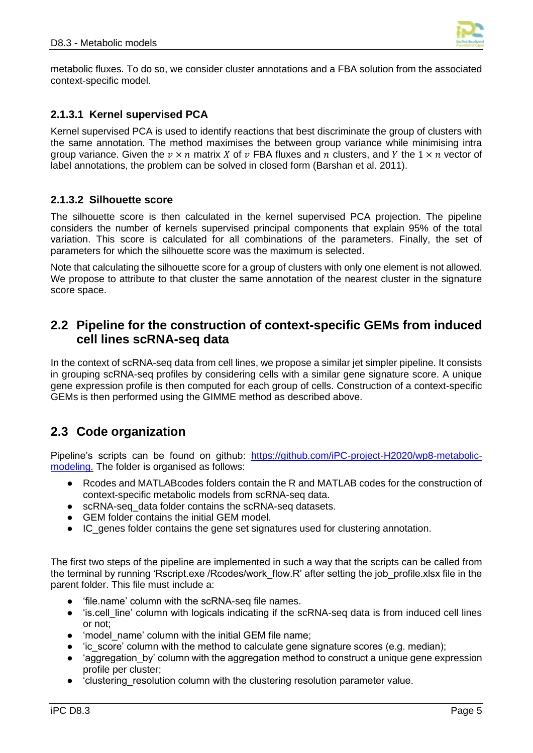metabolic fluxes. To do so, we consider cluster annotations and a FBA solution from the associated context-specific model.

#### 2.1.3.1 Kernel supervised PCA

Kernel supervised PCA is used to identify reactions that best discriminate the group of clusters with the same annotation. The method maximises the between group variance while minimising intra group variance. Given the $v \times n$ matrix $X$ of $v$ FBA fluxes and $n$ clusters, and $Y$ the $1 \times n$ vector of label annotations, the problem can be solved in closed form (Barshan et al. 2011).

#### 2.1.3.2 Silhouette score

The silhouette score is then calculated in the kernel supervised PCA projection. The pipeline considers the number of kernels supervised principal components that explain 95% of the total variation. This score is calculated for all combinations of the parameters. Finally, the set of parameters for which the silhouette score was the maximum is selected.

Note that calculating the silhouette score for a group of clusters with only one element is not allowed. We propose to attribute to that cluster the same annotation of the nearest cluster in the signature score space.

## 2.2 Pipeline for the construction of context-specific GEMs from induced cell lines scRNA-seq data

In the context of scRNA-seq data from cell lines, we propose a similar jet simpler pipeline. It consists in grouping scRNA-seq profiles by considering cells with a similar gene signature score. A unique gene expression profile is then computed for each group of cells. Construction of a context-specific GEMs is then performed using the GIMME method as described above.

## 2.3 Code organization

Pipeline's scripts can be found on github: [https://github.com/iPC-project-H2020/wp8-metabolic-modeling.](https://github.com/iPC-project-H2020/wp8-metabolic-modeling) The folder is organised as follows:

- Rcodes and MATLABcodes folders contain the R and MATLAB codes for the construction of context-specific metabolic models from scRNA-seq data.
- scRNA-seq_data folder contains the scRNA-seq datasets.
- GEM folder contains the initial GEM model.
- IC_genes folder contains the gene set signatures used for clustering annotation.

The first two steps of the pipeline are implemented in such a way that the scripts can be called from the terminal by running 'Rscript.exe /Rcodes/work_flow.R' after setting the job_profile.xlsx file in the parent folder. This file must include a:

- 'file.name' column with the scRNA-seq file names.
- 'is.cell_line' column with logicals indicating if the scRNA-seq data is from induced cell lines or not;
- 'model_name' column with the initial GEM file name;
- 'ic_score' column with the method to calculate gene signature scores (e.g. median);
- 'aggregation_by' column with the aggregation method to construct a unique gene expression profile per cluster;
- 'clustering_resolution column with the clustering resolution parameter value.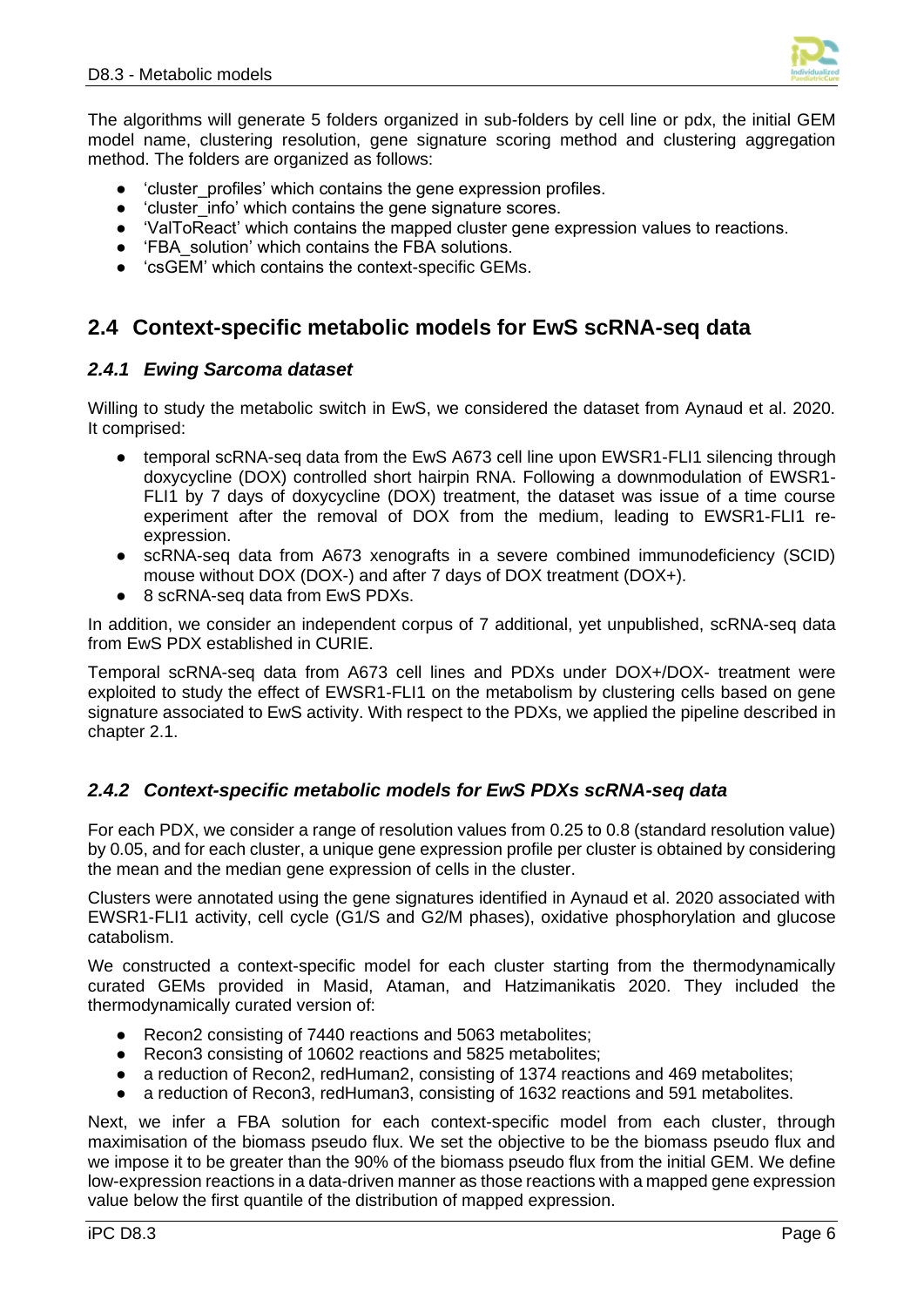The algorithms will generate 5 folders organized in sub-folders by cell line or pdx, the initial GEM model name, clustering resolution, gene signature scoring method and clustering aggregation method. The folders are organized as follows:

- 'cluster_profiles' which contains the gene expression profiles.
- 'cluster_info' which contains the gene signature scores.
- 'ValToReact' which contains the mapped cluster gene expression values to reactions.
- 'FBA_solution' which contains the FBA solutions.
- 'csGEM' which contains the context-specific GEMs.

## 2.4 Context-specific metabolic models for EwS scRNA-seq data

### *2.4.1 Ewing Sarcoma dataset*

Willing to study the metabolic switch in EwS, we considered the dataset from Aynaud et al. 2020. It comprised:

- temporal scRNA-seq data from the EwS A673 cell line upon EWSR1-FLI1 silencing through doxycycline (DOX) controlled short hairpin RNA. Following a downmodulation of EWSR1-FLI1 by 7 days of doxycycline (DOX) treatment, the dataset was issue of a time course experiment after the removal of DOX from the medium, leading to EWSR1-FLI1 re-expression.
- scRNA-seq data from A673 xenografts in a severe combined immunodeficiency (SCID) mouse without DOX (DOX-) and after 7 days of DOX treatment (DOX+).
- 8 scRNA-seq data from EwS PDXs.

In addition, we consider an independent corpus of 7 additional, yet unpublished, scRNA-seq data from EwS PDX established in CURIE.

Temporal scRNA-seq data from A673 cell lines and PDXs under DOX+/DOX- treatment were exploited to study the effect of EWSR1-FLI1 on the metabolism by clustering cells based on gene signature associated to EwS activity. With respect to the PDXs, we applied the pipeline described in chapter 2.1.

### *2.4.2 Context-specific metabolic models for EwS PDXs scRNA-seq data*

For each PDX, we consider a range of resolution values from 0.25 to 0.8 (standard resolution value) by 0.05, and for each cluster, a unique gene expression profile per cluster is obtained by considering the mean and the median gene expression of cells in the cluster.

Clusters were annotated using the gene signatures identified in Aynaud et al. 2020 associated with EWSR1-FLI1 activity, cell cycle (G1/S and G2/M phases), oxidative phosphorylation and glucose catabolism.

We constructed a context-specific model for each cluster starting from the thermodynamically curated GEMs provided in Masid, Ataman, and Hatzimanikatis 2020. They included the thermodynamically curated version of:

- Recon2 consisting of 7440 reactions and 5063 metabolites;
- Recon3 consisting of 10602 reactions and 5825 metabolites;
- a reduction of Recon2, redHuman2, consisting of 1374 reactions and 469 metabolites;
- a reduction of Recon3, redHuman3, consisting of 1632 reactions and 591 metabolites.

Next, we infer a FBA solution for each context-specific model from each cluster, through maximisation of the biomass pseudo flux. We set the objective to be the biomass pseudo flux and we impose it to be greater than the 90% of the biomass pseudo flux from the initial GEM. We define low-expression reactions in a data-driven manner as those reactions with a mapped gene expression value below the first quantile of the distribution of mapped expression.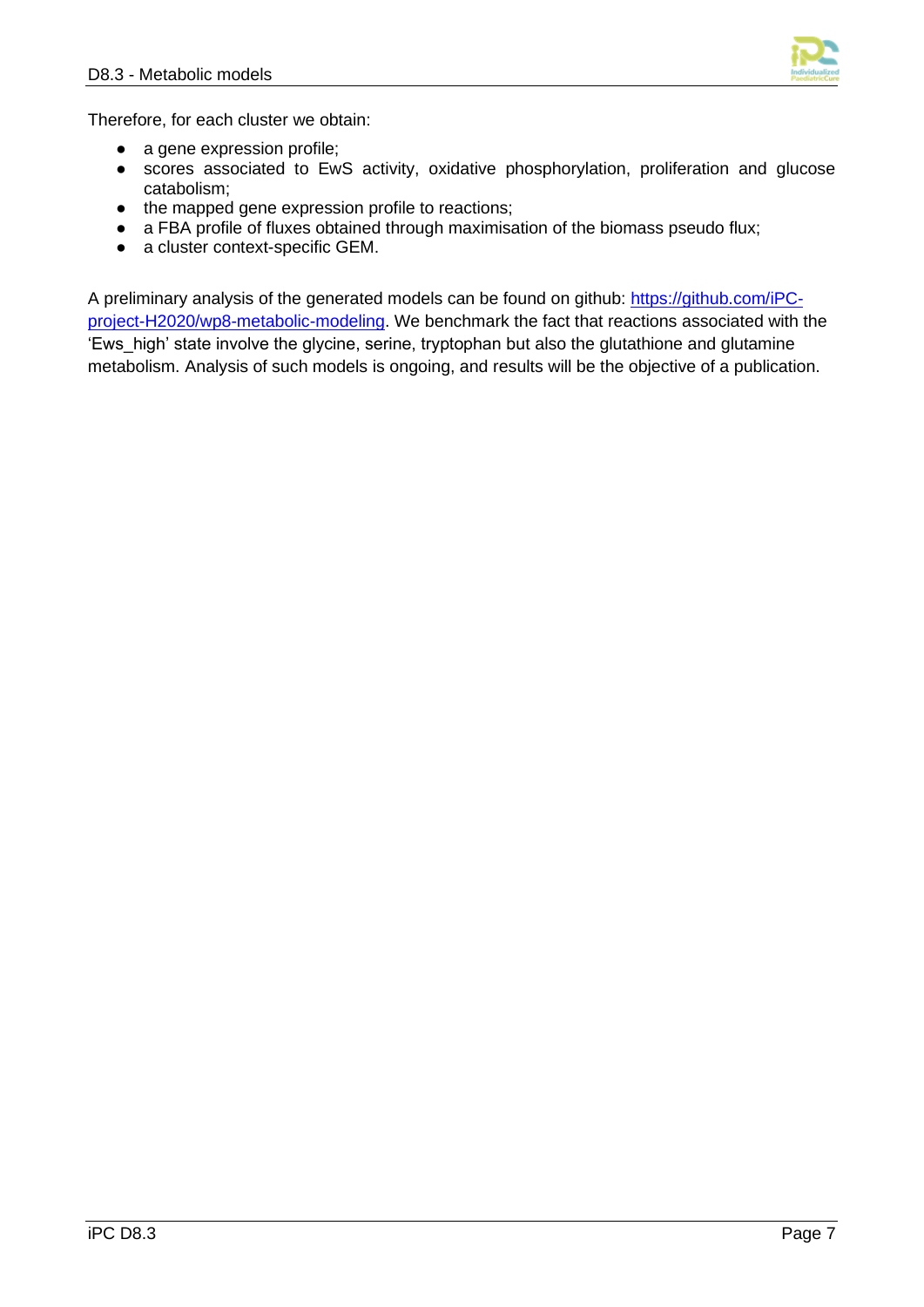Therefore, for each cluster we obtain:

- a gene expression profile;
- scores associated to EwS activity, oxidative phosphorylation, proliferation and glucose catabolism;
- the mapped gene expression profile to reactions;
- a FBA profile of fluxes obtained through maximisation of the biomass pseudo flux;
- a cluster context-specific GEM.

A preliminary analysis of the generated models can be found on github: [https://github.com/iPC-project-H2020/wp8-metabolic-modeling](https://github.com/iPC-project-H2020/wp8-metabolic-modeling). We benchmark the fact that reactions associated with the 'Ews_high' state involve the glycine, serine, tryptophan but also the glutathione and glutamine metabolism. Analysis of such models is ongoing, and results will be the objective of a publication.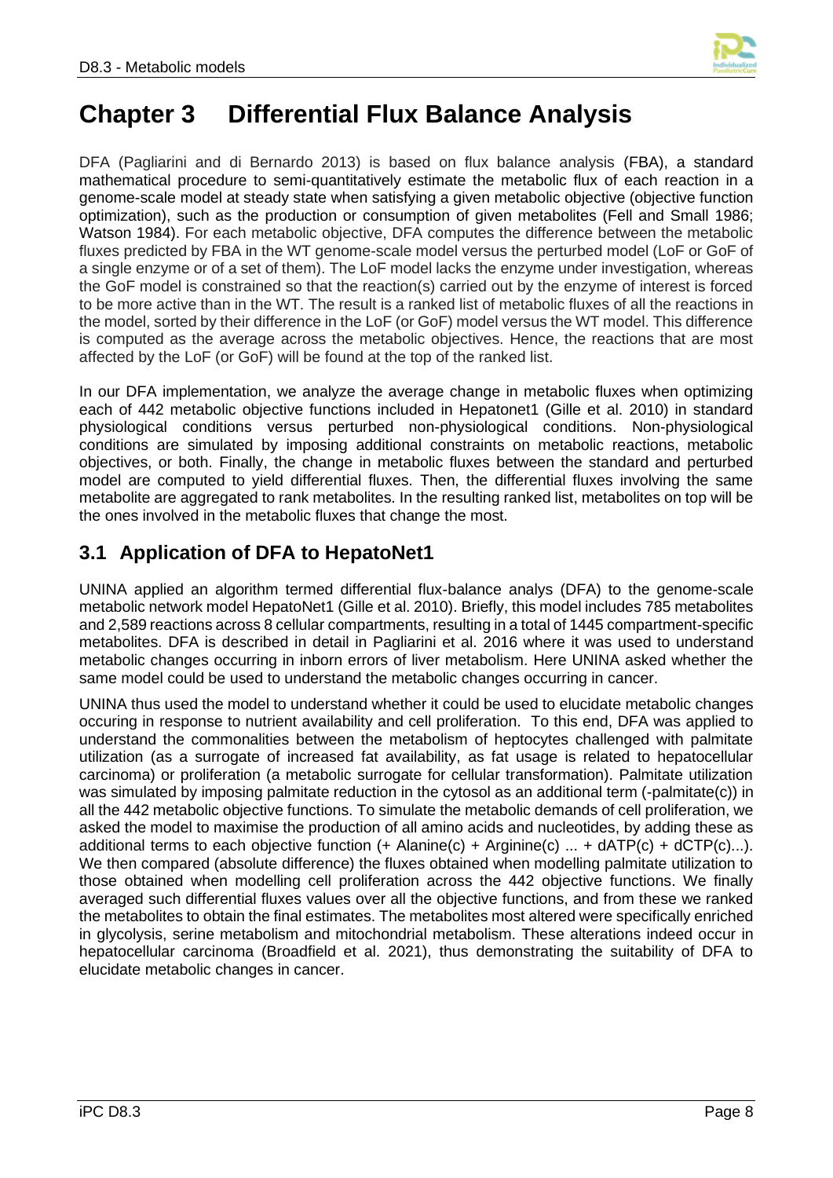# Chapter 3 Differential Flux Balance Analysis

DFA (Pagliarini and di Bernardo 2013) is based on flux balance analysis (FBA), a standard mathematical procedure to semi-quantitatively estimate the metabolic flux of each reaction in a genome-scale model at steady state when satisfying a given metabolic objective (objective function optimization), such as the production or consumption of given metabolites (Fell and Small 1986; Watson 1984). For each metabolic objective, DFA computes the difference between the metabolic fluxes predicted by FBA in the WT genome-scale model versus the perturbed model (LoF or GoF of a single enzyme or of a set of them). The LoF model lacks the enzyme under investigation, whereas the GoF model is constrained so that the reaction(s) carried out by the enzyme of interest is forced to be more active than in the WT. The result is a ranked list of metabolic fluxes of all the reactions in the model, sorted by their difference in the LoF (or GoF) model versus the WT model. This difference is computed as the average across the metabolic objectives. Hence, the reactions that are most affected by the LoF (or GoF) will be found at the top of the ranked list.

In our DFA implementation, we analyze the average change in metabolic fluxes when optimizing each of 442 metabolic objective functions included in Hepatonet1 (Gille et al. 2010) in standard physiological conditions versus perturbed non-physiological conditions. Non-physiological conditions are simulated by imposing additional constraints on metabolic reactions, metabolic objectives, or both. Finally, the change in metabolic fluxes between the standard and perturbed model are computed to yield differential fluxes. Then, the differential fluxes involving the same metabolite are aggregated to rank metabolites. In the resulting ranked list, metabolites on top will be the ones involved in the metabolic fluxes that change the most.

## 3.1 Application of DFA to HepatoNet1

UNINA applied an algorithm termed differential flux-balance analys (DFA) to the genome-scale metabolic network model HepatoNet1 (Gille et al. 2010). Briefly, this model includes 785 metabolites and 2,589 reactions across 8 cellular compartments, resulting in a total of 1445 compartment-specific metabolites. DFA is described in detail in Pagliarini et al. 2016 where it was used to understand metabolic changes occurring in inborn errors of liver metabolism. Here UNINA asked whether the same model could be used to understand the metabolic changes occurring in cancer.

UNINA thus used the model to understand whether it could be used to elucidate metabolic changes occuring in response to nutrient availability and cell proliferation. To this end, DFA was applied to understand the commonalities between the metabolism of heptocytes challenged with palmitate utilization (as a surrogate of increased fat availability, as fat usage is related to hepatocellular carcinoma) or proliferation (a metabolic surrogate for cellular transformation). Palmitate utilization was simulated by imposing palmitate reduction in the cytosol as an additional term (-palmitate(c)) in all the 442 metabolic objective functions. To simulate the metabolic demands of cell proliferation, we asked the model to maximise the production of all amino acids and nucleotides, by adding these as additional terms to each objective function (+ Alanine(c) + Arginine(c) ... + dATP(c) + dCTP(c)...). We then compared (absolute difference) the fluxes obtained when modelling palmitate utilization to those obtained when modelling cell proliferation across the 442 objective functions. We finally averaged such differential fluxes values over all the objective functions, and from these we ranked the metabolites to obtain the final estimates. The metabolites most altered were specifically enriched in glycolysis, serine metabolism and mitochondrial metabolism. These alterations indeed occur in hepatocellular carcinoma (Broadfield et al. 2021), thus demonstrating the suitability of DFA to elucidate metabolic changes in cancer.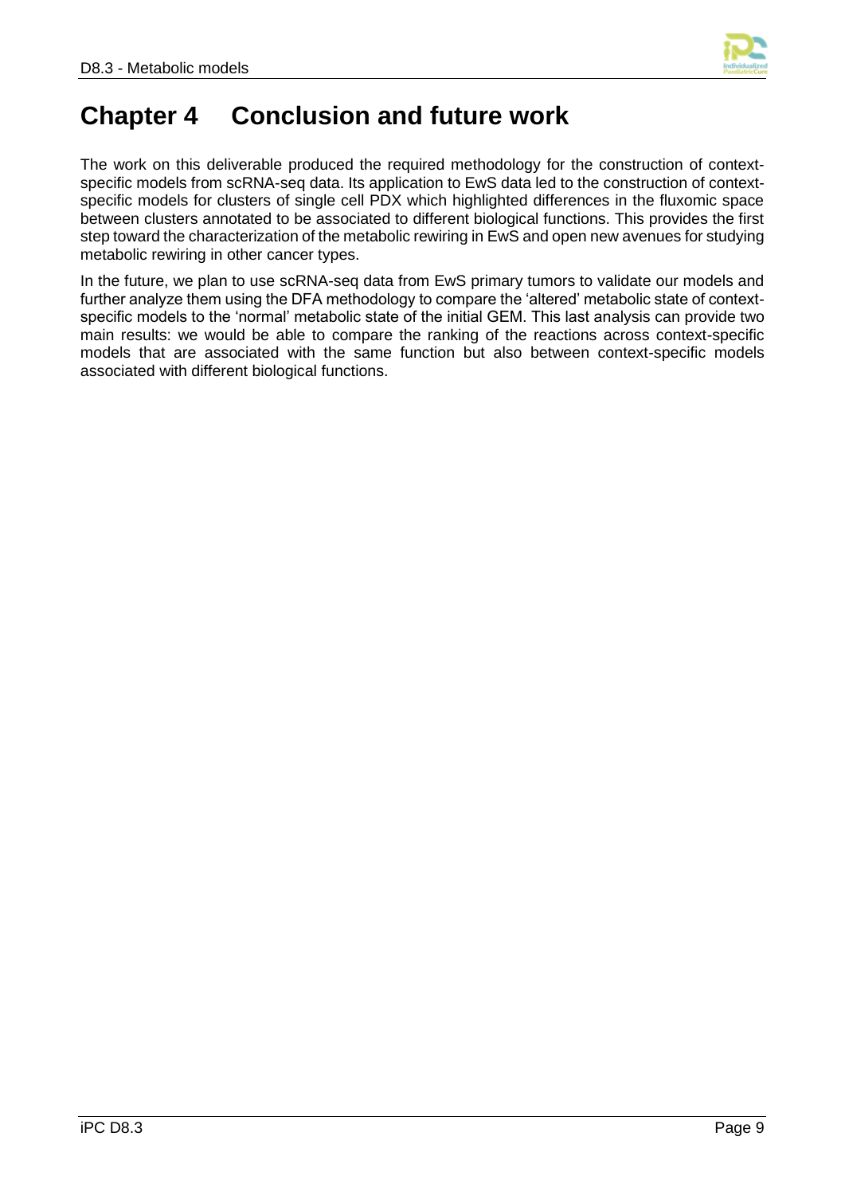# Chapter 4 Conclusion and future work

The work on this deliverable produced the required methodology for the construction of context-specific models from scRNA-seq data. Its application to EwS data led to the construction of context-specific models for clusters of single cell PDX which highlighted differences in the fluxomic space between clusters annotated to be associated to different biological functions. This provides the first step toward the characterization of the metabolic rewiring in EwS and open new avenues for studying metabolic rewiring in other cancer types.

In the future, we plan to use scRNA-seq data from EwS primary tumors to validate our models and further analyze them using the DFA methodology to compare the 'altered' metabolic state of context-specific models to the 'normal' metabolic state of the initial GEM. This last analysis can provide two main results: we would be able to compare the ranking of the reactions across context-specific models that are associated with the same function but also between context-specific models associated with different biological functions.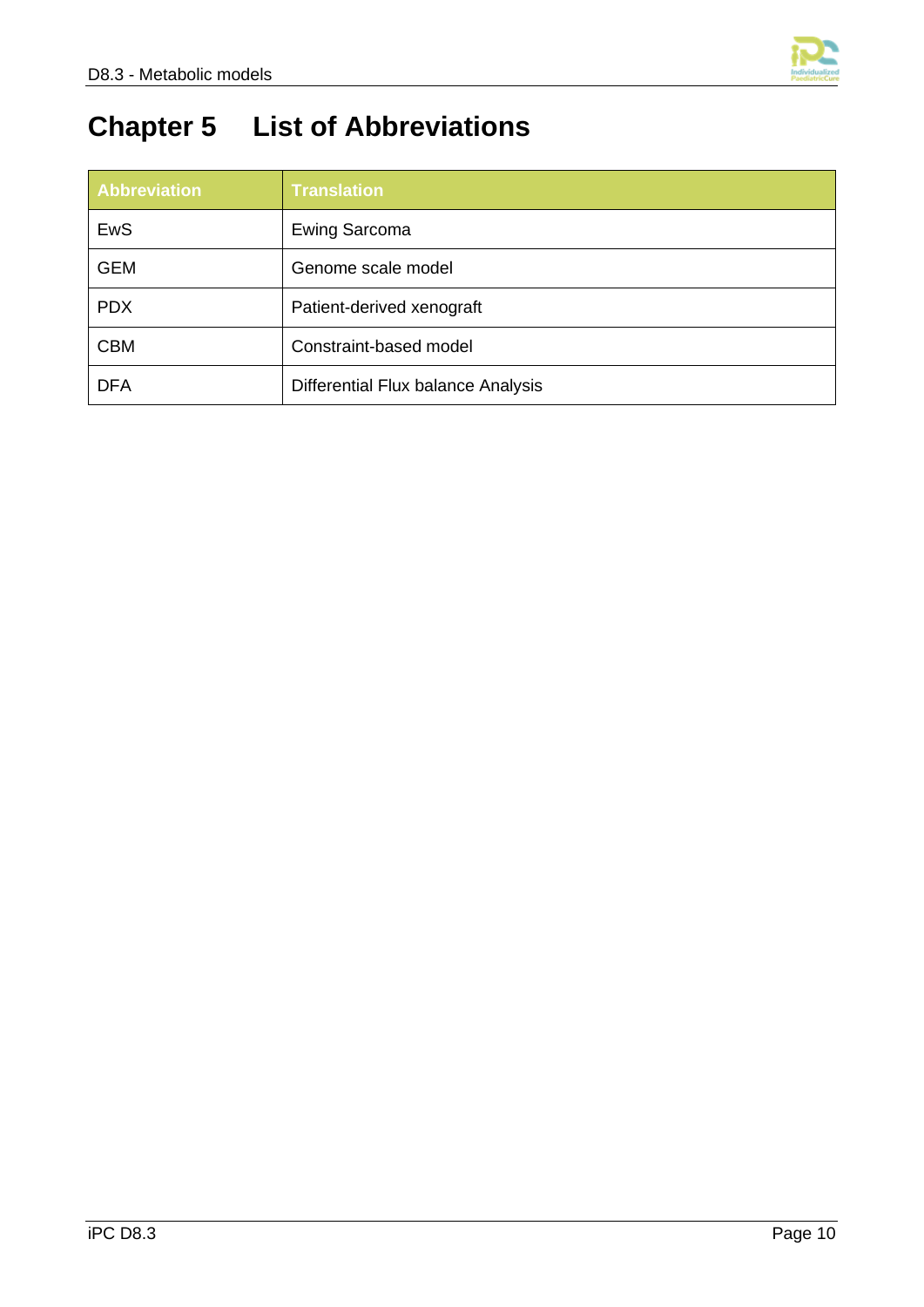# Chapter 5 List of Abbreviations

| Abbreviation | Translation |
| --- | --- |
| EwS | Ewing Sarcoma |
| GEM | Genome scale model |
| PDX | Patient-derived xenograft |
| CBM | Constraint-based model |
| DFA | Differential Flux balance Analysis |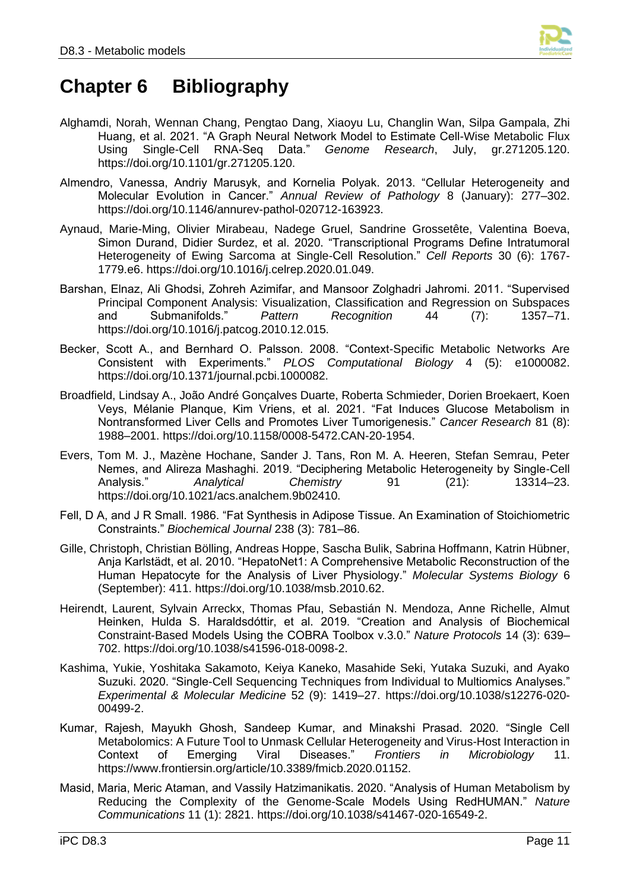# Chapter 6 Bibliography

Alghamdi, Norah, Wennan Chang, Pengtao Dang, Xiaoyu Lu, Changlin Wan, Silpa Gampala, Zhi Huang, et al. 2021. "A Graph Neural Network Model to Estimate Cell-Wise Metabolic Flux Using Single-Cell RNA-Seq Data." *Genome Research*, July, gr.271205.120. https://doi.org/10.1101/gr.271205.120.

Almendro, Vanessa, Andriy Marusyk, and Kornelia Polyak. 2013. "Cellular Heterogeneity and Molecular Evolution in Cancer." *Annual Review of Pathology* 8 (January): 277–302. https://doi.org/10.1146/annurev-pathol-020712-163923.

Aynaud, Marie-Ming, Olivier Mirabeau, Nadege Gruel, Sandrine Grossetête, Valentina Boeva, Simon Durand, Didier Surdez, et al. 2020. "Transcriptional Programs Define Intratumoral Heterogeneity of Ewing Sarcoma at Single-Cell Resolution." *Cell Reports* 30 (6): 1767-1779.e6. https://doi.org/10.1016/j.celrep.2020.01.049.

Barshan, Elnaz, Ali Ghodsi, Zohreh Azimifar, and Mansoor Zolghadri Jahromi. 2011. "Supervised Principal Component Analysis: Visualization, Classification and Regression on Subspaces and Submanifolds." *Pattern Recognition* 44 (7): 1357–71. https://doi.org/10.1016/j.patcog.2010.12.015.

Becker, Scott A., and Bernhard O. Palsson. 2008. "Context-Specific Metabolic Networks Are Consistent with Experiments." *PLOS Computational Biology* 4 (5): e1000082. https://doi.org/10.1371/journal.pcbi.1000082.

Broadfield, Lindsay A., João André Gonçalves Duarte, Roberta Schmieder, Dorien Broekaert, Koen Veys, Mélanie Planque, Kim Vriens, et al. 2021. "Fat Induces Glucose Metabolism in Nontransformed Liver Cells and Promotes Liver Tumorigenesis." *Cancer Research* 81 (8): 1988–2001. https://doi.org/10.1158/0008-5472.CAN-20-1954.

Evers, Tom M. J., Mazène Hochane, Sander J. Tans, Ron M. A. Heeren, Stefan Semrau, Peter Nemes, and Alireza Mashaghi. 2019. "Deciphering Metabolic Heterogeneity by Single-Cell Analysis." *Analytical Chemistry* 91 (21): 13314–23. https://doi.org/10.1021/acs.analchem.9b02410.

Fell, D A, and J R Small. 1986. "Fat Synthesis in Adipose Tissue. An Examination of Stoichiometric Constraints." *Biochemical Journal* 238 (3): 781–86.

Gille, Christoph, Christian Bölling, Andreas Hoppe, Sascha Bulik, Sabrina Hoffmann, Katrin Hübner, Anja Karlstädt, et al. 2010. "HepatoNet1: A Comprehensive Metabolic Reconstruction of the Human Hepatocyte for the Analysis of Liver Physiology." *Molecular Systems Biology* 6 (September): 411. https://doi.org/10.1038/msb.2010.62.

Heirendt, Laurent, Sylvain Arreckx, Thomas Pfau, Sebastián N. Mendoza, Anne Richelle, Almut Heinken, Hulda S. Haraldsdóttir, et al. 2019. "Creation and Analysis of Biochemical Constraint-Based Models Using the COBRA Toolbox v.3.0." *Nature Protocols* 14 (3): 639–702. https://doi.org/10.1038/s41596-018-0098-2.

Kashima, Yukie, Yoshitaka Sakamoto, Keiya Kaneko, Masahide Seki, Yutaka Suzuki, and Ayako Suzuki. 2020. "Single-Cell Sequencing Techniques from Individual to Multiomics Analyses." *Experimental & Molecular Medicine* 52 (9): 1419–27. https://doi.org/10.1038/s12276-020-00499-2.

Kumar, Rajesh, Mayukh Ghosh, Sandeep Kumar, and Minakshi Prasad. 2020. "Single Cell Metabolomics: A Future Tool to Unmask Cellular Heterogeneity and Virus-Host Interaction in Context of Emerging Viral Diseases." *Frontiers in Microbiology* 11. https://www.frontiersin.org/article/10.3389/fmicb.2020.01152.

Masid, Maria, Meric Ataman, and Vassily Hatzimanikatis. 2020. "Analysis of Human Metabolism by Reducing the Complexity of the Genome-Scale Models Using RedHUMAN." *Nature Communications* 11 (1): 2821. https://doi.org/10.1038/s41467-020-16549-2.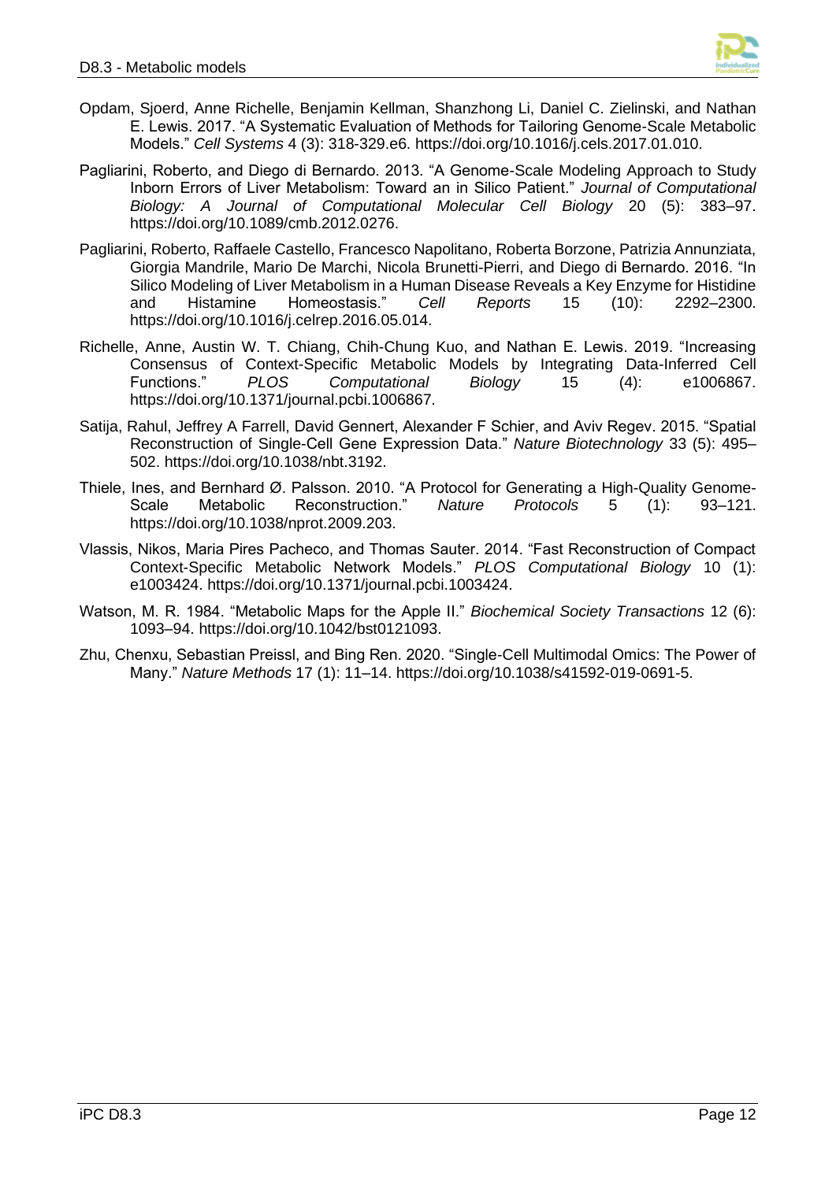Opdam, Sjoerd, Anne Richelle, Benjamin Kellman, Shanzhong Li, Daniel C. Zielinski, and Nathan E. Lewis. 2017. "A Systematic Evaluation of Methods for Tailoring Genome-Scale Metabolic Models." *Cell Systems* 4 (3): 318-329.e6. https://doi.org/10.1016/j.cels.2017.01.010.

Pagliarini, Roberto, and Diego di Bernardo. 2013. "A Genome-Scale Modeling Approach to Study Inborn Errors of Liver Metabolism: Toward an in Silico Patient." *Journal of Computational Biology: A Journal of Computational Molecular Cell Biology* 20 (5): 383–97. https://doi.org/10.1089/cmb.2012.0276.

Pagliarini, Roberto, Raffaele Castello, Francesco Napolitano, Roberta Borzone, Patrizia Annunziata, Giorgia Mandrile, Mario De Marchi, Nicola Brunetti-Pierri, and Diego di Bernardo. 2016. "In Silico Modeling of Liver Metabolism in a Human Disease Reveals a Key Enzyme for Histidine and Histamine Homeostasis." *Cell Reports* 15 (10): 2292–2300. https://doi.org/10.1016/j.celrep.2016.05.014.

Richelle, Anne, Austin W. T. Chiang, Chih-Chung Kuo, and Nathan E. Lewis. 2019. "Increasing Consensus of Context-Specific Metabolic Models by Integrating Data-Inferred Cell Functions." *PLOS Computational Biology* 15 (4): e1006867. https://doi.org/10.1371/journal.pcbi.1006867.

Satija, Rahul, Jeffrey A Farrell, David Gennert, Alexander F Schier, and Aviv Regev. 2015. "Spatial Reconstruction of Single-Cell Gene Expression Data." *Nature Biotechnology* 33 (5): 495–502. https://doi.org/10.1038/nbt.3192.

Thiele, Ines, and Bernhard Ø. Palsson. 2010. "A Protocol for Generating a High-Quality Genome-Scale Metabolic Reconstruction." *Nature Protocols* 5 (1): 93–121. https://doi.org/10.1038/nprot.2009.203.

Vlassis, Nikos, Maria Pires Pacheco, and Thomas Sauter. 2014. "Fast Reconstruction of Compact Context-Specific Metabolic Network Models." *PLOS Computational Biology* 10 (1): e1003424. https://doi.org/10.1371/journal.pcbi.1003424.

Watson, M. R. 1984. "Metabolic Maps for the Apple II." *Biochemical Society Transactions* 12 (6): 1093–94. https://doi.org/10.1042/bst0121093.

Zhu, Chenxu, Sebastian Preissl, and Bing Ren. 2020. "Single-Cell Multimodal Omics: The Power of Many." *Nature Methods* 17 (1): 11–14. https://doi.org/10.1038/s41592-019-0691-5.